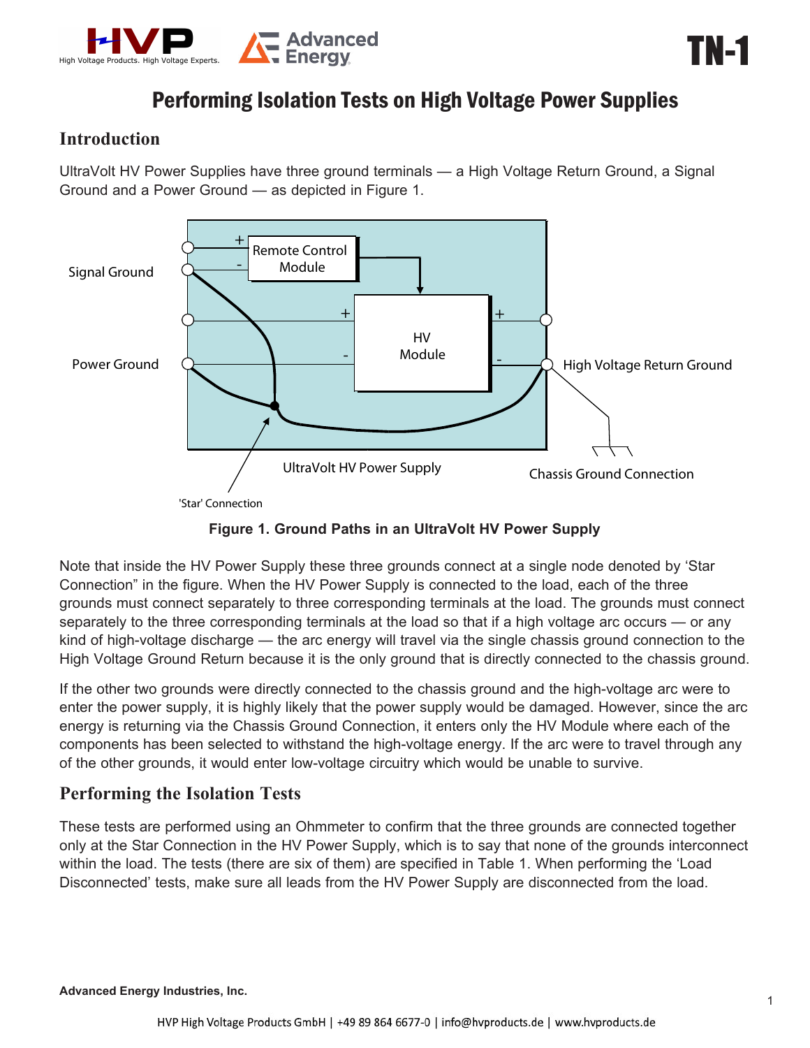# Performing Isolation Tests on High Voltage Power Supplies

## Introduction

UltraVolt HV Power Supplies have three ground terminals — a High Voltage Return Ground, a Signal Ground and a Power Ground — as depicted in Figure 1.

**Figure 1. Ground Paths in an UltraVolt HV Power Supply**

Note that inside the HV Power Supply these three grounds connect at a single node denoted by 'Star Connection" in the figure. When the HV Power Supply is connected to the load, each of the three grounds must connect separately to three corresponding terminals at the load. The grounds must connect separately to the three corresponding terminals at the load so that if a high voltage arc occurs — or any kind of high-voltage discharge — the arc energy will travel via the single chassis ground connection to the High Voltage Ground Return because it is the only ground that is directly connected to the chassis ground.

If the other two grounds were directly connected to the chassis ground and the high-voltage arc were to enter the power supply, it is highly likely that the power supply would be damaged. However, since the arc energy is returning via the Chassis Ground Connection, it enters only the HV Module where each of the components has been selected to withstand the high-voltage energy. If the arc were to travel through any of the other grounds, it would enter low-voltage circuitry which would be unable to survive.

## Performing the Isolation Tests

These tests are performed using an Ohmmeter to confirm that the three grounds are connected together only at the Star Connection in the HV Power Supply, which is to say that none of the grounds interconnect within the load. The tests (there are six of them) are specified in Table 1. When performing the 'Load Disconnected' tests, make sure all leads from the HV Power Supply are disconnected from the load.

Advanced Energy Industries, Inc.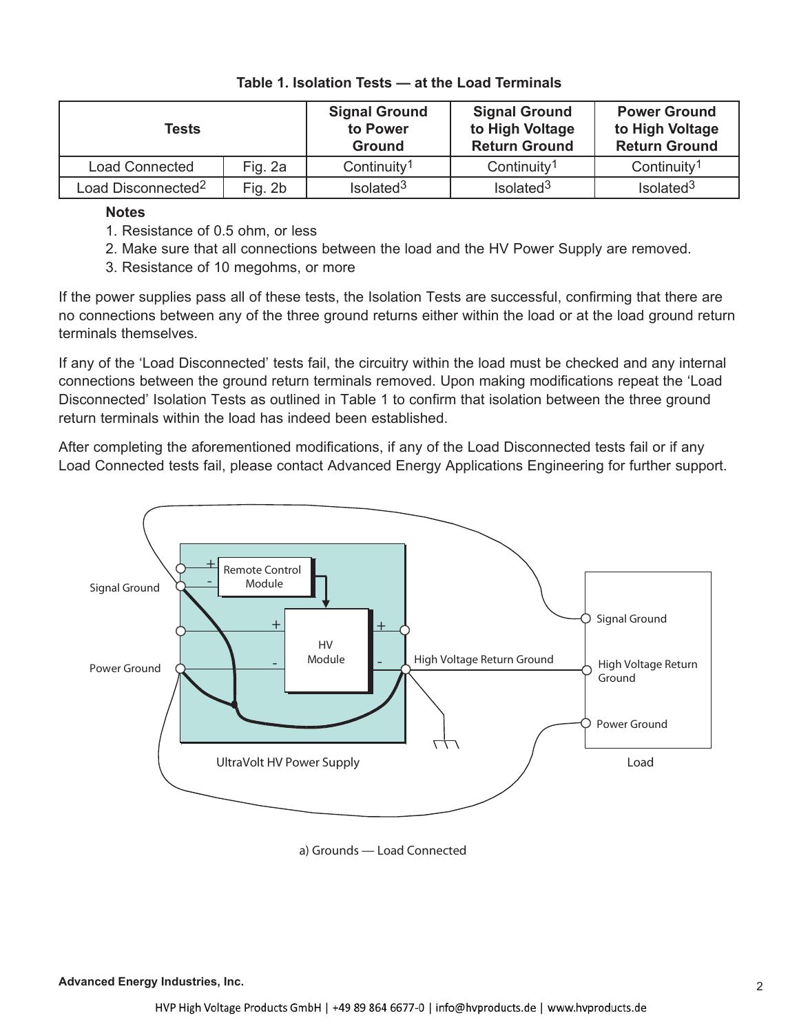**Table 1. Isolation Tests — at the Load Terminals**

| Tests | | Signal Ground to Power Ground | Signal Ground to High Voltage Return Ground | Power Ground to High Voltage Return Ground |
|---|---|---|---|---|
| Load Connected | Fig. 2a | Continuity[1] | Continuity[1] | Continuity[1] |
| Load Disconnected[2] | Fig. 2b | Isolated[3] | Isolated[3] | Isolated[3] |

**Notes**

1. Resistance of 0.5 ohm, or less
2. Make sure that all connections between the load and the HV Power Supply are removed.
3. Resistance of 10 megohms, or more

If the power supplies pass all of these tests, the Isolation Tests are successful, confirming that there are no connections between any of the three ground returns either within the load or at the load ground return terminals themselves.

If any of the 'Load Disconnected' tests fail, the circuitry within the load must be checked and any internal connections between the ground return terminals removed. Upon making modifications repeat the 'Load Disconnected' Isolation Tests as outlined in Table 1 to confirm that isolation between the three ground return terminals within the load has indeed been established.

After completing the aforementioned modifications, if any of the Load Disconnected tests fail or if any Load Connected tests fail, please contact Advanced Energy Applications Engineering for further support.

Signal Ground | Remote Control Module | HV Module | Power Ground | High Voltage Return Ground | Signal Ground | High Voltage Return Ground | Power Ground | UltraVolt HV Power Supply | Load

a) Grounds — Load Connected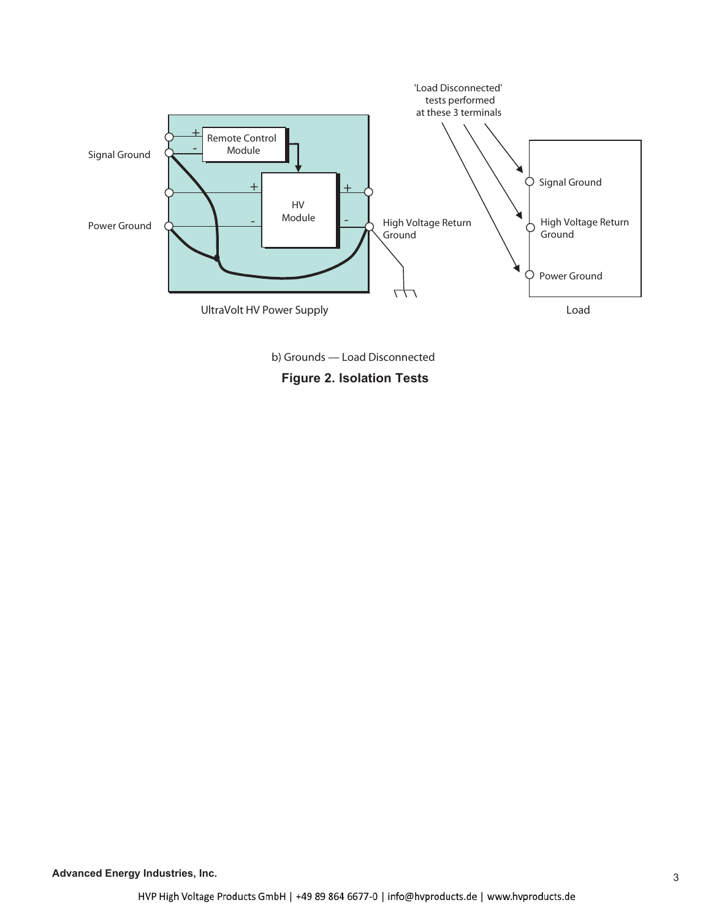'Load Disconnected'
tests performed
at these 3 terminals

Remote Control
Module

HV
Module

Signal Ground

Power Ground

High Voltage Return
Ground

Signal Ground

High Voltage Return
Ground

Power Ground

UltraVolt HV Power Supply

Load

b) Grounds — Load Disconnected

**Figure 2. Isolation Tests**

**Advanced Energy Industries, Inc.**

HVP High Voltage Products GmbH | +49 89 864 6677-0 | info@hvproducts.de | www.hvproducts.de